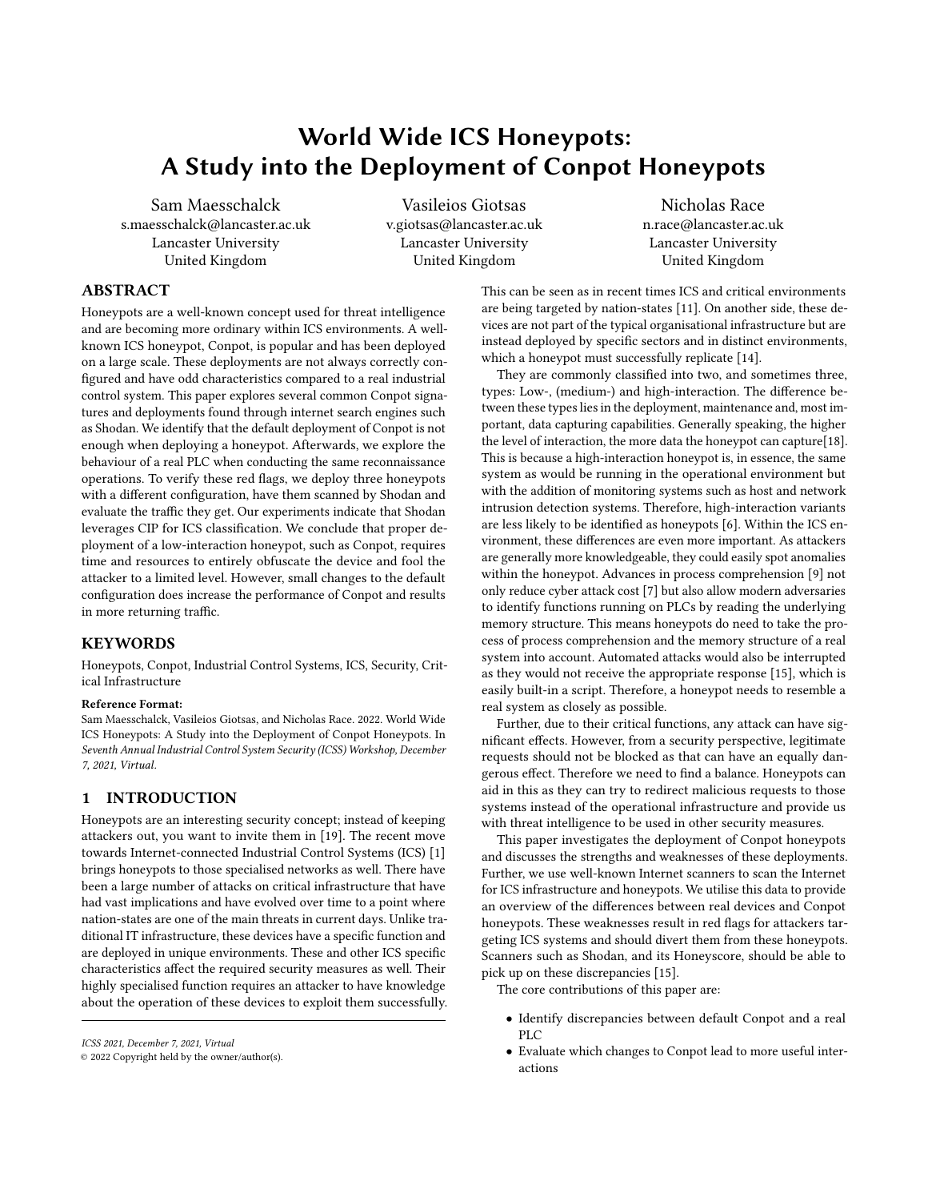// World Wide ICS Honeypots: A Study into the Deployment of Conpot Honeypots

Sam Maesschalck
s.maesschalck@lancaster.ac.uk
Lancaster University
United Kingdom

Vasileios Giotsas
v.giotsas@lancaster.ac.uk
Lancaster University
United Kingdom

Nicholas Race
n.race@lancaster.ac.uk
Lancaster University
United Kingdom

## ABSTRACT

Honeypots are a well-known concept used for threat intelligence and are becoming more ordinary within ICS environments. A well-known ICS honeypot, Conpot, is popular and has been deployed on a large scale. These deployments are not always correctly configured and have odd characteristics compared to a real industrial control system. This paper explores several common Conpot signatures and deployments found through internet search engines such as Shodan. We identify that the default deployment of Conpot is not enough when deploying a honeypot. Afterwards, we explore the behaviour of a real PLC when conducting the same reconnaissance operations. To verify these red flags, we deploy three honeypots with a different configuration, have them scanned by Shodan and evaluate the traffic they get. Our experiments indicate that Shodan leverages CIP for ICS classification. We conclude that proper deployment of a low-interaction honeypot, such as Conpot, requires time and resources to entirely obfuscate the device and fool the attacker to a limited level. However, small changes to the default configuration does increase the performance of Conpot and results in more returning traffic.

## KEYWORDS

Honeypots, Conpot, Industrial Control Systems, ICS, Security, Critical Infrastructure

**Reference Format:**
Sam Maesschalck, Vasileios Giotsas, and Nicholas Race. 2022. World Wide ICS Honeypots: A Study into the Deployment of Conpot Honeypots. In *Seventh Annual Industrial Control System Security (ICSS) Workshop, December 7, 2021, Virtual.*

## 1 INTRODUCTION

Honeypots are an interesting security concept; instead of keeping attackers out, you want to invite them in [19]. The recent move towards Internet-connected Industrial Control Systems (ICS) [1] brings honeypots to those specialised networks as well. There have been a large number of attacks on critical infrastructure that have had vast implications and have evolved over time to a point where nation-states are one of the main threats in current days. Unlike traditional IT infrastructure, these devices have a specific function and are deployed in unique environments. These and other ICS specific characteristics affect the required security measures as well. Their highly specialised function requires an attacker to have knowledge about the operation of these devices to exploit them successfully. This can be seen as in recent times ICS and critical environments are being targeted by nation-states [11]. On another side, these devices are not part of the typical organisational infrastructure but are instead deployed by specific sectors and in distinct environments, which a honeypot must successfully replicate [14].

They are commonly classified into two, and sometimes three, types: Low-, (medium-) and high-interaction. The difference between these types lies in the deployment, maintenance and, most important, data capturing capabilities. Generally speaking, the higher the level of interaction, the more data the honeypot can capture[18]. This is because a high-interaction honeypot is, in essence, the same system as would be running in the operational environment but with the addition of monitoring systems such as host and network intrusion detection systems. Therefore, high-interaction variants are less likely to be identified as honeypots [6]. Within the ICS environment, these differences are even more important. As attackers are generally more knowledgeable, they could easily spot anomalies within the honeypot. Advances in process comprehension [9] not only reduce cyber attack cost [7] but also allow modern adversaries to identify functions running on PLCs by reading the underlying memory structure. This means honeypots do need to take the process of process comprehension and the memory structure of a real system into account. Automated attacks would also be interrupted as they would not receive the appropriate response [15], which is easily built-in a script. Therefore, a honeypot needs to resemble a real system as closely as possible.

Further, due to their critical functions, any attack can have significant effects. However, from a security perspective, legitimate requests should not be blocked as that can have an equally dangerous effect. Therefore we need to find a balance. Honeypots can aid in this as they can try to redirect malicious requests to those systems instead of the operational infrastructure and provide us with threat intelligence to be used in other security measures.

This paper investigates the deployment of Conpot honeypots and discusses the strengths and weaknesses of these deployments. Further, we use well-known Internet scanners to scan the Internet for ICS infrastructure and honeypots. We utilise this data to provide an overview of the differences between real devices and Conpot honeypots. These weaknesses result in red flags for attackers targeting ICS systems and should divert them from these honeypots. Scanners such as Shodan, and its Honeyscore, should be able to pick up on these discrepancies [15].

The core contributions of this paper are:

- Identify discrepancies between default Conpot and a real PLC
- Evaluate which changes to Conpot lead to more useful interactions

ICSS 2021, December 7, 2021, Virtual
© 2022 Copyright held by the owner/author(s).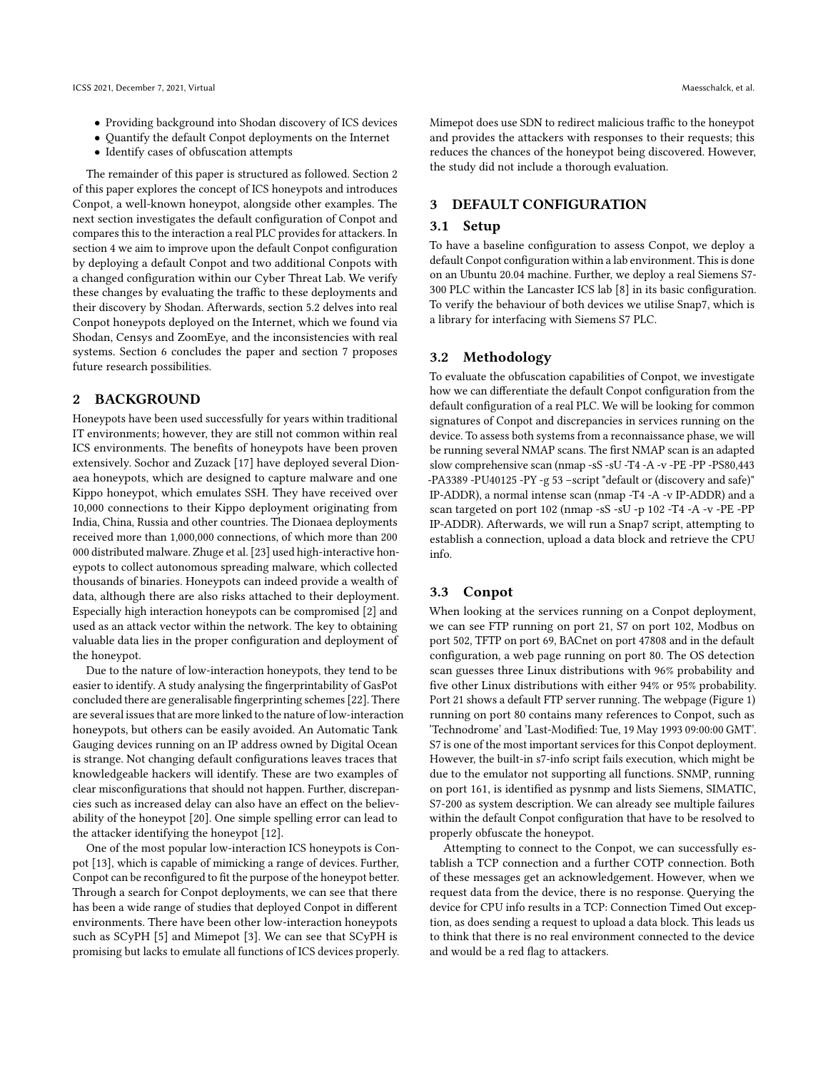- Providing background into Shodan discovery of ICS devices
- Quantify the default Conpot deployments on the Internet
- Identify cases of obfuscation attempts

The remainder of this paper is structured as followed. Section 2 of this paper explores the concept of ICS honeypots and introduces Conpot, a well-known honeypot, alongside other examples. The next section investigates the default configuration of Conpot and compares this to the interaction a real PLC provides for attackers. In section 4 we aim to improve upon the default Conpot configuration by deploying a default Conpot and two additional Conpots with a changed configuration within our Cyber Threat Lab. We verify these changes by evaluating the traffic to these deployments and their discovery by Shodan. Afterwards, section 5.2 delves into real Conpot honeypots deployed on the Internet, which we found via Shodan, Censys and ZoomEye, and the inconsistencies with real systems. Section 6 concludes the paper and section 7 proposes future research possibilities.

## 2 BACKGROUND

Honeypots have been used successfully for years within traditional IT environments; however, they are still not common within real ICS environments. The benefits of honeypots have been proven extensively. Sochor and Zuzack [17] have deployed several Dionaea honeypots, which are designed to capture malware and one Kippo honeypot, which emulates SSH. They have received over 10,000 connections to their Kippo deployment originating from India, China, Russia and other countries. The Dionaea deployments received more than 1,000,000 connections, of which more than 200 000 distributed malware. Zhuge et al. [23] used high-interactive honeypots to collect autonomous spreading malware, which collected thousands of binaries. Honeypots can indeed provide a wealth of data, although there are also risks attached to their deployment. Especially high interaction honeypots can be compromised [2] and used as an attack vector within the network. The key to obtaining valuable data lies in the proper configuration and deployment of the honeypot.

Due to the nature of low-interaction honeypots, they tend to be easier to identify. A study analysing the fingerprintability of GasPot concluded there are generalisable fingerprinting schemes [22]. There are several issues that are more linked to the nature of low-interaction honeypots, but others can be easily avoided. An Automatic Tank Gauging devices running on an IP address owned by Digital Ocean is strange. Not changing default configurations leaves traces that knowledgeable hackers will identify. These are two examples of clear misconfigurations that should not happen. Further, discrepancies such as increased delay can also have an effect on the believability of the honeypot [20]. One simple spelling error can lead to the attacker identifying the honeypot [12].

One of the most popular low-interaction ICS honeypots is Conpot [13], which is capable of mimicking a range of devices. Further, Conpot can be reconfigured to fit the purpose of the honeypot better. Through a search for Conpot deployments, we can see that there has been a wide range of studies that deployed Conpot in different environments. There have been other low-interaction honeypots such as SCyPH [5] and Mimepot [3]. We can see that SCyPH is promising but lacks to emulate all functions of ICS devices properly. Mimepot does use SDN to redirect malicious traffic to the honeypot and provides the attackers with responses to their requests; this reduces the chances of the honeypot being discovered. However, the study did not include a thorough evaluation.

## 3 DEFAULT CONFIGURATION

### 3.1 Setup

To have a baseline configuration to assess Conpot, we deploy a default Conpot configuration within a lab environment. This is done on an Ubuntu 20.04 machine. Further, we deploy a real Siemens S7-300 PLC within the Lancaster ICS lab [8] in its basic configuration. To verify the behaviour of both devices we utilise Snap7, which is a library for interfacing with Siemens S7 PLC.

### 3.2 Methodology

To evaluate the obfuscation capabilities of Conpot, we investigate how we can differentiate the default Conpot configuration from the default configuration of a real PLC. We will be looking for common signatures of Conpot and discrepancies in services running on the device. To assess both systems from a reconnaissance phase, we will be running several NMAP scans. The first NMAP scan is an adapted slow comprehensive scan (nmap -sS -sU -T4 -A -v -PE -PP -PS80,443 -PA3389 -PU40125 -PY -g 53 –script "default or (discovery and safe)" IP-ADDR), a normal intense scan (nmap -T4 -A -v IP-ADDR) and a scan targeted on port 102 (nmap -sS -sU -p 102 -T4 -A -v -PE -PP IP-ADDR). Afterwards, we will run a Snap7 script, attempting to establish a connection, upload a data block and retrieve the CPU info.

### 3.3 Conpot

When looking at the services running on a Conpot deployment, we can see FTP running on port 21, S7 on port 102, Modbus on port 502, TFTP on port 69, BACnet on port 47808 and in the default configuration, a web page running on port 80. The OS detection scan guesses three Linux distributions with 96% probability and five other Linux distributions with either 94% or 95% probability. Port 21 shows a default FTP server running. The webpage (Figure 1) running on port 80 contains many references to Conpot, such as 'Technodrome' and 'Last-Modified: Tue, 19 May 1993 09:00:00 GMT'. S7 is one of the most important services for this Conpot deployment. However, the built-in s7-info script fails execution, which might be due to the emulator not supporting all functions. SNMP, running on port 161, is identified as pysnmp and lists Siemens, SIMATIC, S7-200 as system description. We can already see multiple failures within the default Conpot configuration that have to be resolved to properly obfuscate the honeypot.

Attempting to connect to the Conpot, we can successfully establish a TCP connection and a further COTP connection. Both of these messages get an acknowledgement. However, when we request data from the device, there is no response. Querying the device for CPU info results in a TCP: Connection Timed Out exception, as does sending a request to upload a data block. This leads us to think that there is no real environment connected to the device and would be a red flag to attackers.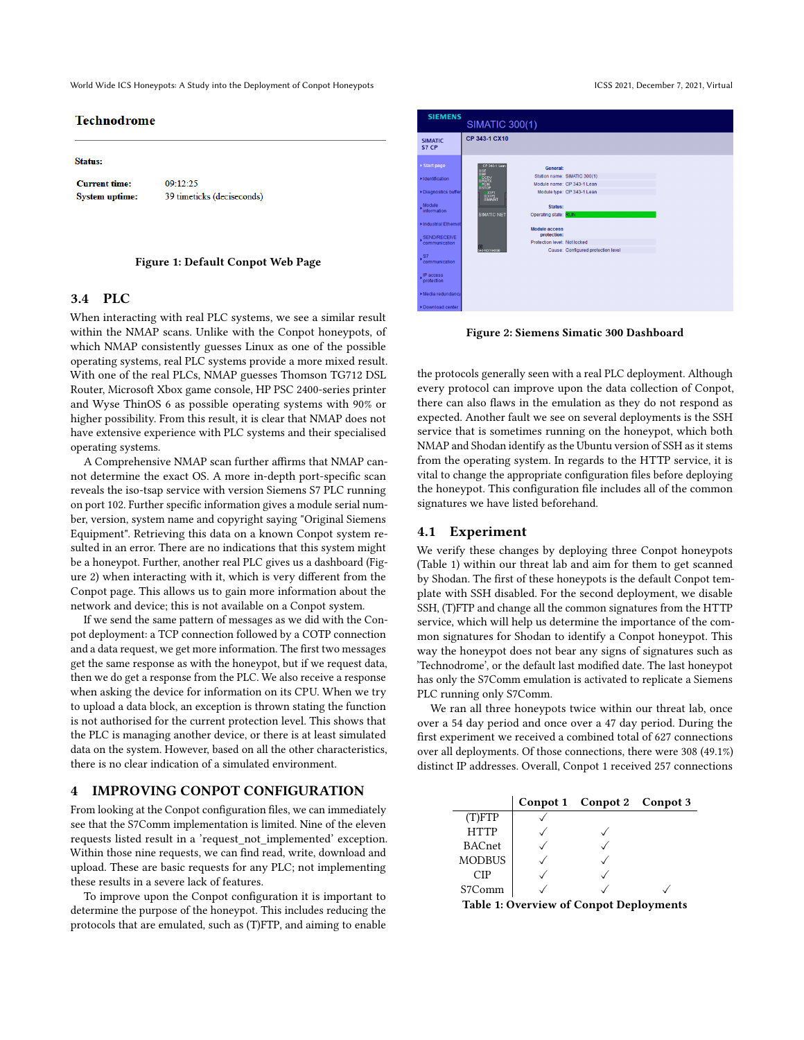**Technodrome**

**Status:**

**Current time:** 09:12:25
**System uptime:** 39 timeticks (deciseconds)

**Figure 1: Default Conpot Web Page**

### 3.4 PLC

When interacting with real PLC systems, we see a similar result within the NMAP scans. Unlike with the Conpot honeypots, of which NMAP consistently guesses Linux as one of the possible operating systems, real PLC systems provide a more mixed result. With one of the real PLCs, NMAP guesses Thomson TG712 DSL Router, Microsoft Xbox game console, HP PSC 2400-series printer and Wyse ThinOS 6 as possible operating systems with 90% or higher possibility. From this result, it is clear that NMAP does not have extensive experience with PLC systems and their specialised operating systems.

A Comprehensive NMAP scan further affirms that NMAP cannot determine the exact OS. A more in-depth port-specific scan reveals the iso-tsap service with version Siemens S7 PLC running on port 102. Further specific information gives a module serial number, version, system name and copyright saying "Original Siemens Equipment". Retrieving this data on a known Conpot system resulted in an error. There are no indications that this system might be a honeypot. Further, another real PLC gives us a dashboard (Figure 2) when interacting with it, which is very different from the Conpot page. This allows us to gain more information about the network and device; this is not available on a Conpot system.

If we send the same pattern of messages as we did with the Conpot deployment: a TCP connection followed by a COTP connection and a data request, we get more information. The first two messages get the same response as with the honeypot, but if we request data, then we do get a response from the PLC. We also receive a response when asking the device for information on its CPU. When we try to upload a data block, an exception is thrown stating the function is not authorised for the current protection level. This shows that the PLC is managing another device, or there is at least simulated data on the system. However, based on all the other characteristics, there is no clear indication of a simulated environment.

## 4 IMPROVING CONPOT CONFIGURATION

From looking at the Conpot configuration files, we can immediately see that the S7Comm implementation is limited. Nine of the eleven requests listed result in a 'request_not_implemented' exception. Within those nine requests, we can find read, write, download and upload. These are basic requests for any PLC; not implementing these results in a severe lack of features.

To improve upon the Conpot configuration it is important to determine the purpose of the honeypot. This includes reducing the protocols that are emulated, such as (T)FTP, and aiming to enable

SIEMENS SIMATIC 300(1)

SIMATIC S7 CP — CP 343-1 CX10

Start page
Identification
Diagnostics buffer
Module information
Industrial Ethernet
SEND/RECEIVE communication
S7 communication
IP access protection
Media redundancy
Download center

General:
Station name: SIMATIC 300(1)
Module name: CP 343-1 Lean
Module type: CP 343-1 Lean

Status:
Operating state: RUN

Module access protection:
Protection level: Not locked
Cause: Configured protection level

**Figure 2: Siemens Simatic 300 Dashboard**

the protocols generally seen with a real PLC deployment. Although every protocol can improve upon the data collection of Conpot, there can also flaws in the emulation as they do not respond as expected. Another fault we see on several deployments is the SSH service that is sometimes running on the honeypot, which both NMAP and Shodan identify as the Ubuntu version of SSH as it stems from the operating system. In regards to the HTTP service, it is vital to change the appropriate configuration files before deploying the honeypot. This configuration file includes all of the common signatures we have listed beforehand.

### 4.1 Experiment

We verify these changes by deploying three Conpot honeypots (Table 1) within our threat lab and aim for them to get scanned by Shodan. The first of these honeypots is the default Conpot template with SSH disabled. For the second deployment, we disable SSH, (T)FTP and change all the common signatures from the HTTP service, which will help us determine the importance of the common signatures for Shodan to identify a Conpot honeypot. This way the honeypot does not bear any signs of signatures such as 'Technodrome', or the default last modified date. The last honeypot has only the S7Comm emulation is activated to replicate a Siemens PLC running only S7Comm.

We ran all three honeypots twice within our threat lab, once over a 54 day period and once over a 47 day period. During the first experiment we received a combined total of 627 connections over all deployments. Of those connections, there were 308 (49.1%) distinct IP addresses. Overall, Conpot 1 received 257 connections

| | Conpot 1 | Conpot 2 | Conpot 3 |
|---|---|---|---|
| (T)FTP | ✓ | | |
| HTTP | ✓ | ✓ | |
| BACnet | ✓ | ✓ | |
| MODBUS | ✓ | ✓ | |
| CIP | ✓ | ✓ | |
| S7Comm | ✓ | ✓ | ✓ |

**Table 1: Overview of Conpot Deployments**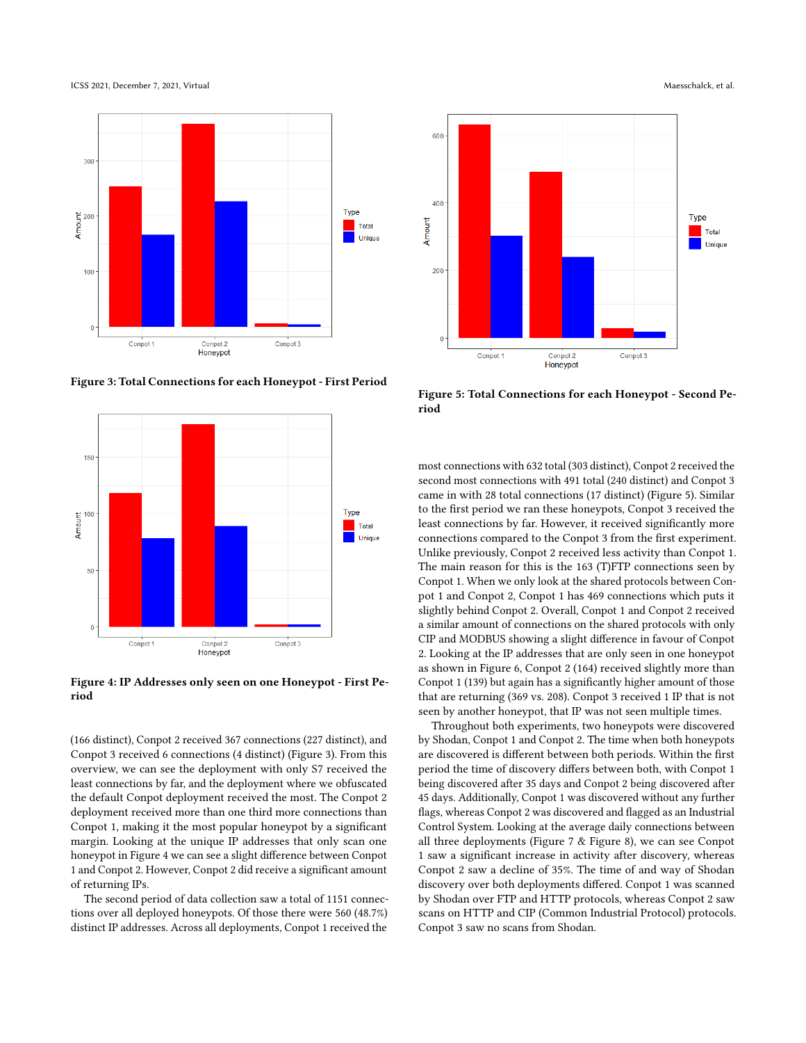Type

Total

Unique

Amount

Honeypot

Conpot 1

Conpot 2

Conpot 3

0

100

200

300

**Figure 3: Total Connections for each Honeypot - First Period**

Type

Total

Unique

Amount

Honeypot

Conpot 1

Conpot 2

Conpot 3

0

50

100

150

**Figure 4: IP Addresses only seen on one Honeypot - First Period**

(166 distinct), Conpot 2 received 367 connections (227 distinct), and Conpot 3 received 6 connections (4 distinct) (Figure 3). From this overview, we can see the deployment with only S7 received the least connections by far, and the deployment where we obfuscated the default Conpot deployment received the most. The Conpot 2 deployment received more than one third more connections than Conpot 1, making it the most popular honeypot by a significant margin. Looking at the unique IP addresses that only scan one honeypot in Figure 4 we can see a slight difference between Conpot 1 and Conpot 2. However, Conpot 2 did receive a significant amount of returning IPs.

The second period of data collection saw a total of 1151 connections over all deployed honeypots. Of those there were 560 (48.7%) distinct IP addresses. Across all deployments, Conpot 1 received the most connections with 632 total (303 distinct), Conpot 2 received the second most connections with 491 total (240 distinct) and Conpot 3 came in with 28 total connections (17 distinct) (Figure 5). Similar to the first period we ran these honeypots, Conpot 3 received the least connections by far. However, it received significantly more connections compared to the Conpot 3 from the first experiment. Unlike previously, Conpot 2 received less activity than Conpot 1. The main reason for this is the 163 (T)FTP connections seen by Conpot 1. When we only look at the shared protocols between Conpot 1 and Conpot 2, Conpot 1 has 469 connections which puts it slightly behind Conpot 2. Overall, Conpot 1 and Conpot 2 received a similar amount of connections on the shared protocols with only CIP and MODBUS showing a slight difference in favour of Conpot 2. Looking at the IP addresses that are only seen in one honeypot as shown in Figure 6, Conpot 2 (164) received slightly more than Conpot 1 (139) but again has a significantly higher amount of those that are returning (369 vs. 208). Conpot 3 received 1 IP that is not seen by another honeypot, that IP was not seen multiple times.

Type

Total

Unique

Amount

Honeypot

Conpot 1

Conpot 2

Conpot 3

0

200

400

600

**Figure 5: Total Connections for each Honeypot - Second Period**

Throughout both experiments, two honeypots were discovered by Shodan, Conpot 1 and Conpot 2. The time when both honeypots are discovered is different between both periods. Within the first period the time of discovery differs between both, with Conpot 1 being discovered after 35 days and Conpot 2 being discovered after 45 days. Additionally, Conpot 1 was discovered without any further flags, whereas Conpot 2 was discovered and flagged as an Industrial Control System. Looking at the average daily connections between all three deployments (Figure 7 & Figure 8), we can see Conpot 1 saw a significant increase in activity after discovery, whereas Conpot 2 saw a decline of 35%. The time of and way of Shodan discovery over both deployments differed. Conpot 1 was scanned by Shodan over FTP and HTTP protocols, whereas Conpot 2 saw scans on HTTP and CIP (Common Industrial Protocol) protocols. Conpot 3 saw no scans from Shodan.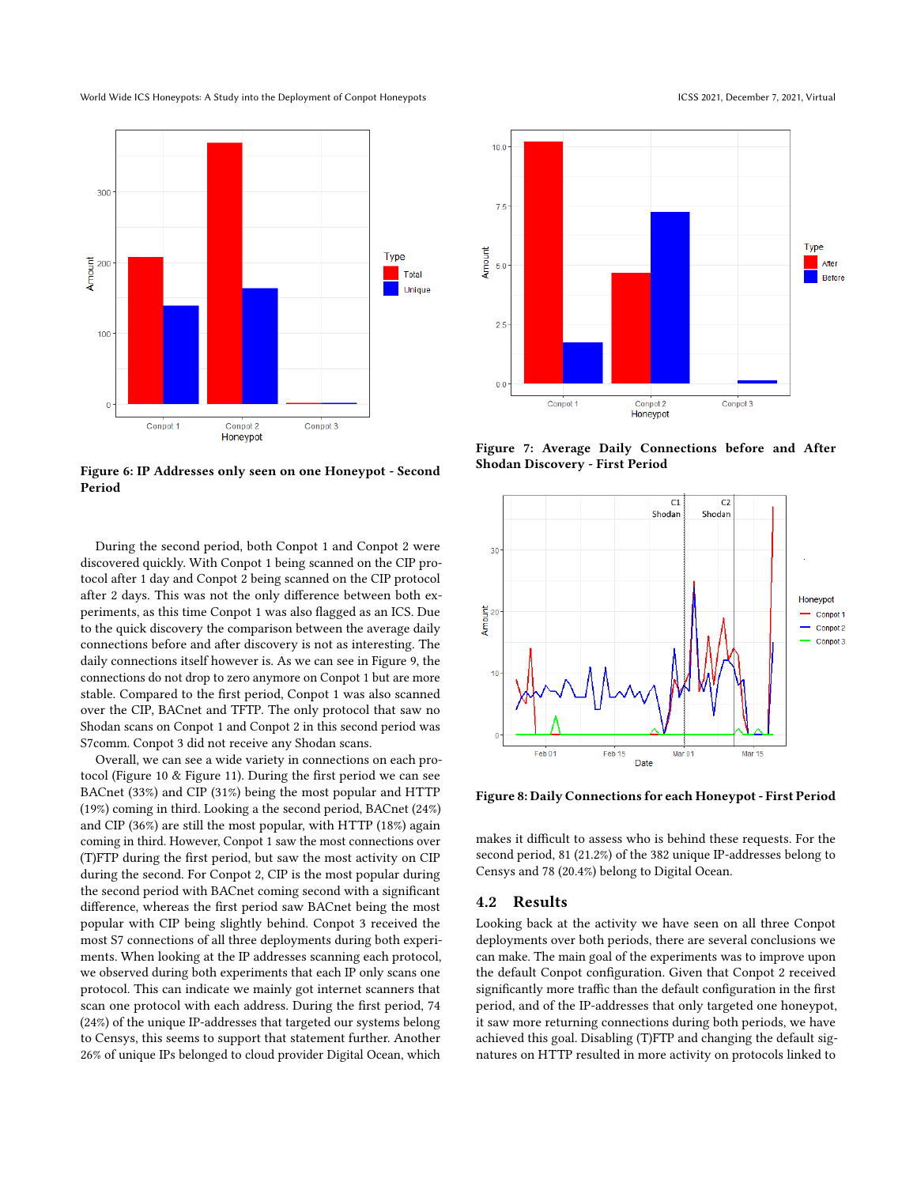300
200
100
0
Amount
Conpot 1
Conpot 2
Conpot 3
Honeypot
Type
Total
Unique

**Figure 6: IP Addresses only seen on one Honeypot - Second Period**

During the second period, both Conpot 1 and Conpot 2 were discovered quickly. With Conpot 1 being scanned on the CIP protocol after 1 day and Conpot 2 being scanned on the CIP protocol after 2 days. This was not the only difference between both experiments, as this time Conpot 1 was also flagged as an ICS. Due to the quick discovery the comparison between the average daily connections before and after discovery is not as interesting. The daily connections itself however is. As we can see in Figure 9, the connections do not drop to zero anymore on Conpot 1 but are more stable. Compared to the first period, Conpot 1 was also scanned over the CIP, BACnet and TFTP. The only protocol that saw no Shodan scans on Conpot 1 and Conpot 2 in this second period was S7comm. Conpot 3 did not receive any Shodan scans.

Overall, we can see a wide variety in connections on each protocol (Figure 10 & Figure 11). During the first period we can see BACnet (33%) and CIP (31%) being the most popular and HTTP (19%) coming in third. Looking a the second period, BACnet (24%) and CIP (36%) are still the most popular, with HTTP (18%) again coming in third. However, Conpot 1 saw the most connections over (T)FTP during the first period, but saw the most activity on CIP during the second. For Conpot 2, CIP is the most popular during the second period with BACnet coming second with a significant difference, whereas the first period saw BACnet being the most popular with CIP being slightly behind. Conpot 3 received the most S7 connections of all three deployments during both experiments. When looking at the IP addresses scanning each protocol, we observed during both experiments that each IP only scans one protocol. This can indicate we mainly got internet scanners that scan one protocol with each address. During the first period, 74 (24%) of the unique IP-addresses that targeted our systems belong to Censys, this seems to support that statement further. Another 26% of unique IPs belonged to cloud provider Digital Ocean, which

10.0
7.5
5.0
2.5
0.0
Amount
Conpot 1
Conpot 2
Conpot 3
Honeypot
Type
After
Before

**Figure 7: Average Daily Connections before and After Shodan Discovery - First Period**

C1
Shodan
C2
Shodan
30
20
10
0
Amount
Feb 01
Feb 15
Mar 01
Mar 15
Date
Honeypot
Conpot 1
Conpot 2
Conpot 3

**Figure 8: Daily Connections for each Honeypot - First Period**

makes it difficult to assess who is behind these requests. For the second period, 81 (21.2%) of the 382 unique IP-addresses belong to Censys and 78 (20.4%) belong to Digital Ocean.

## 4.2 Results

Looking back at the activity we have seen on all three Conpot deployments over both periods, there are several conclusions we can make. The main goal of the experiments was to improve upon the default Conpot configuration. Given that Conpot 2 received significantly more traffic than the default configuration in the first period, and of the IP-addresses that only targeted one honeypot, it saw more returning connections during both periods, we have achieved this goal. Disabling (T)FTP and changing the default signatures on HTTP resulted in more activity on protocols linked to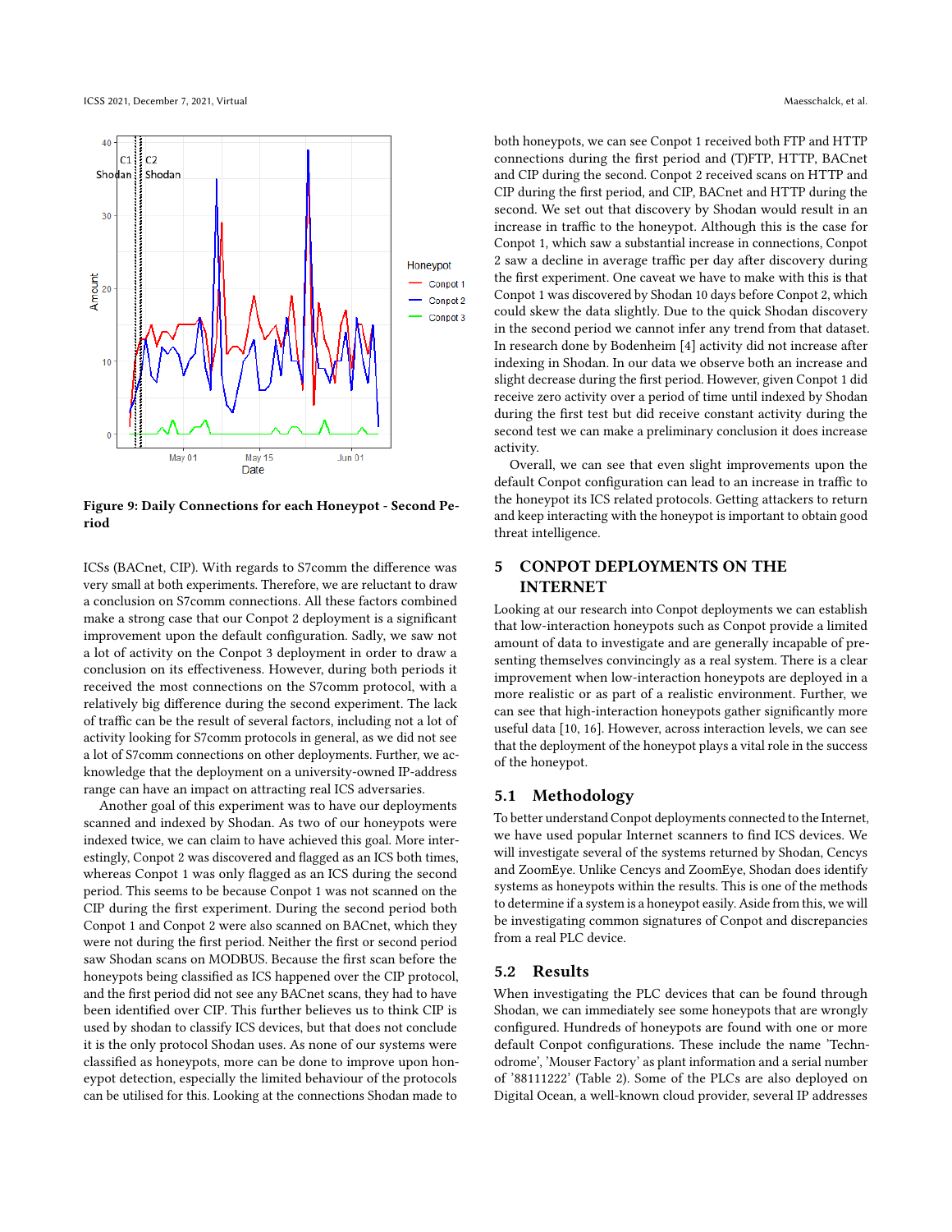40

C1 Shodan

C2 Shodan

30

20

Amount

10

0

May 01

May 15

Jun 01

Date

Honeypot

Conpot 1

Conpot 2

Conpot 3

**Figure 9: Daily Connections for each Honeypot - Second Period**

ICSs (BACnet, CIP). With regards to S7comm the difference was very small at both experiments. Therefore, we are reluctant to draw a conclusion on S7comm connections. All these factors combined make a strong case that our Conpot 2 deployment is a significant improvement upon the default configuration. Sadly, we saw not a lot of activity on the Conpot 3 deployment in order to draw a conclusion on its effectiveness. However, during both periods it received the most connections on the S7comm protocol, with a relatively big difference during the second experiment. The lack of traffic can be the result of several factors, including not a lot of activity looking for S7comm protocols in general, as we did not see a lot of S7comm connections on other deployments. Further, we acknowledge that the deployment on a university-owned IP-address range can have an impact on attracting real ICS adversaries.

Another goal of this experiment was to have our deployments scanned and indexed by Shodan. As two of our honeypots were indexed twice, we can claim to have achieved this goal. More interestingly, Conpot 2 was discovered and flagged as an ICS both times, whereas Conpot 1 was only flagged as an ICS during the second period. This seems to be because Conpot 1 was not scanned on the CIP during the first experiment. During the second period both Conpot 1 and Conpot 2 were also scanned on BACnet, which they were not during the first period. Neither the first or second period saw Shodan scans on MODBUS. Because the first scan before the honeypots being classified as ICS happened over the CIP protocol, and the first period did not see any BACnet scans, they had to have been identified over CIP. This further believes us to think CIP is used by shodan to classify ICS devices, but that does not conclude it is the only protocol Shodan uses. As none of our systems were classified as honeypots, more can be done to improve upon honeypot detection, especially the limited behaviour of the protocols can be utilised for this. Looking at the connections Shodan made to both honeypots, we can see Conpot 1 received both FTP and HTTP connections during the first period and (T)FTP, HTTP, BACnet and CIP during the second. Conpot 2 received scans on HTTP and CIP during the first period, and CIP, BACnet and HTTP during the second. We set out that discovery by Shodan would result in an increase in traffic to the honeypot. Although this is the case for Conpot 1, which saw a substantial increase in connections, Conpot 2 saw a decline in average traffic per day after discovery during the first experiment. One caveat we have to make with this is that Conpot 1 was discovered by Shodan 10 days before Conpot 2, which could skew the data slightly. Due to the quick Shodan discovery in the second period we cannot infer any trend from that dataset. In research done by Bodenheim [4] activity did not increase after indexing in Shodan. In our data we observe both an increase and slight decrease during the first period. However, given Conpot 1 did receive zero activity over a period of time until indexed by Shodan during the first test but did receive constant activity during the second test we can make a preliminary conclusion it does increase activity.

Overall, we can see that even slight improvements upon the default Conpot configuration can lead to an increase in traffic to the honeypot its ICS related protocols. Getting attackers to return and keep interacting with the honeypot is important to obtain good threat intelligence.

# 5 CONPOT DEPLOYMENTS ON THE INTERNET

Looking at our research into Conpot deployments we can establish that low-interaction honeypots such as Conpot provide a limited amount of data to investigate and are generally incapable of presenting themselves convincingly as a real system. There is a clear improvement when low-interaction honeypots are deployed in a more realistic or as part of a realistic environment. Further, we can see that high-interaction honeypots gather significantly more useful data [10, 16]. However, across interaction levels, we can see that the deployment of the honeypot plays a vital role in the success of the honeypot.

## 5.1 Methodology

To better understand Conpot deployments connected to the Internet, we have used popular Internet scanners to find ICS devices. We will investigate several of the systems returned by Shodan, Cencys and ZoomEye. Unlike Cencys and ZoomEye, Shodan does identify systems as honeypots within the results. This is one of the methods to determine if a system is a honeypot easily. Aside from this, we will be investigating common signatures of Conpot and discrepancies from a real PLC device.

## 5.2 Results

When investigating the PLC devices that can be found through Shodan, we can immediately see some honeypots that are wrongly configured. Hundreds of honeypots are found with one or more default Conpot configurations. These include the name 'Technodrome', 'Mouser Factory' as plant information and a serial number of '88111222' (Table 2). Some of the PLCs are also deployed on Digital Ocean, a well-known cloud provider, several IP addresses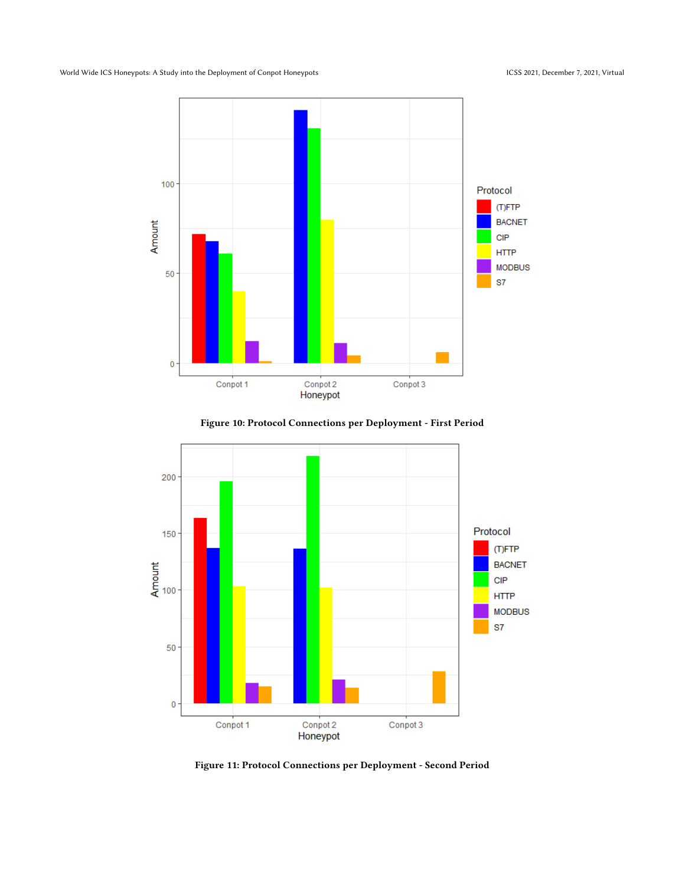Amount

100

50

0

Conpot 1

Conpot 2

Conpot 3

Honeypot

Protocol

(T)FTP

BACNET

CIP

HTTP

MODBUS

S7

**Figure 10: Protocol Connections per Deployment - First Period**

Amount

200

150

100

50

0

Conpot 1

Conpot 2

Conpot 3

Honeypot

Protocol

(T)FTP

BACNET

CIP

HTTP

MODBUS

S7

**Figure 11: Protocol Connections per Deployment - Second Period**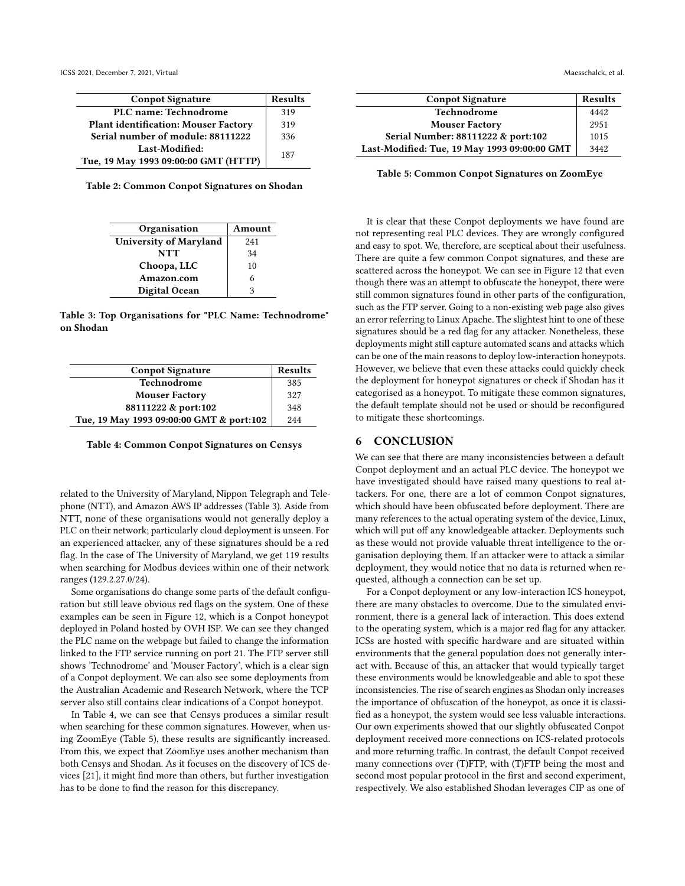| Conpot Signature | Results |
|---|---|
| PLC name: Technodrome | 319 |
| Plant identification: Mouser Factory | 319 |
| Serial number of module: 88111222 | 336 |
| Last-Modified: Tue, 19 May 1993 09:00:00 GMT (HTTP) | 187 |

Table 2: Common Conpot Signatures on Shodan

| Organisation | Amount |
|---|---|
| University of Maryland | 241 |
| NTT | 34 |
| Choopa, LLC | 10 |
| Amazon.com | 6 |
| Digital Ocean | 3 |

Table 3: Top Organisations for "PLC Name: Technodrome" on Shodan

| Conpot Signature | Results |
|---|---|
| Technodrome | 385 |
| Mouser Factory | 327 |
| 88111222 & port:102 | 348 |
| Tue, 19 May 1993 09:00:00 GMT & port:102 | 244 |

Table 4: Common Conpot Signatures on Censys

related to the University of Maryland, Nippon Telegraph and Telephone (NTT), and Amazon AWS IP addresses (Table 3). Aside from NTT, none of these organisations would not generally deploy a PLC on their network; particularly cloud deployment is unseen. For an experienced attacker, any of these signatures should be a red flag. In the case of The University of Maryland, we get 119 results when searching for Modbus devices within one of their network ranges (129.2.27.0/24).

Some organisations do change some parts of the default configuration but still leave obvious red flags on the system. One of these examples can be seen in Figure 12, which is a Conpot honeypot deployed in Poland hosted by OVH ISP. We can see they changed the PLC name on the webpage but failed to change the information linked to the FTP service running on port 21. The FTP server still shows 'Technodrome' and 'Mouser Factory', which is a clear sign of a Conpot deployment. We can also see some deployments from the Australian Academic and Research Network, where the TCP server also still contains clear indications of a Conpot honeypot.

In Table 4, we can see that Censys produces a similar result when searching for these common signatures. However, when using ZoomEye (Table 5), these results are significantly increased. From this, we expect that ZoomEye uses another mechanism than both Censys and Shodan. As it focuses on the discovery of ICS devices [21], it might find more than others, but further investigation has to be done to find the reason for this discrepancy.

| Conpot Signature | Results |
|---|---|
| Technodrome | 4442 |
| Mouser Factory | 2951 |
| Serial Number: 88111222 & port:102 | 1015 |
| Last-Modified: Tue, 19 May 1993 09:00:00 GMT | 3442 |

Table 5: Common Conpot Signatures on ZoomEye

It is clear that these Conpot deployments we have found are not representing real PLC devices. They are wrongly configured and easy to spot. We, therefore, are sceptical about their usefulness. There are quite a few common Conpot signatures, and these are scattered across the honeypot. We can see in Figure 12 that even though there was an attempt to obfuscate the honeypot, there were still common signatures found in other parts of the configuration, such as the FTP server. Going to a non-existing web page also gives an error referring to Linux Apache. The slightest hint to one of these signatures should be a red flag for any attacker. Nonetheless, these deployments might still capture automated scans and attacks which can be one of the main reasons to deploy low-interaction honeypots. However, we believe that even these attacks could quickly check the deployment for honeypot signatures or check if Shodan has it categorised as a honeypot. To mitigate these common signatures, the default template should not be used or should be reconfigured to mitigate these shortcomings.

## 6 CONCLUSION

We can see that there are many inconsistencies between a default Conpot deployment and an actual PLC device. The honeypot we have investigated should have raised many questions to real attackers. For one, there are a lot of common Conpot signatures, which should have been obfuscated before deployment. There are many references to the actual operating system of the device, Linux, which will put off any knowledgeable attacker. Deployments such as these would not provide valuable threat intelligence to the organisation deploying them. If an attacker were to attack a similar deployment, they would notice that no data is returned when requested, although a connection can be set up.

For a Conpot deployment or any low-interaction ICS honeypot, there are many obstacles to overcome. Due to the simulated environment, there is a general lack of interaction. This does extend to the operating system, which is a major red flag for any attacker. ICSs are hosted with specific hardware and are situated within environments that the general population does not generally interact with. Because of this, an attacker that would typically target these environments would be knowledgeable and able to spot these inconsistencies. The rise of search engines as Shodan only increases the importance of obfuscation of the honeypot, as once it is classified as a honeypot, the system would see less valuable interactions. Our own experiments showed that our slightly obfuscated Conpot deployment received more connections on ICS-related protocols and more returning traffic. In contrast, the default Conpot received many connections over (T)FTP, with (T)FTP being the most and second most popular protocol in the first and second experiment, respectively. We also established Shodan leverages CIP as one of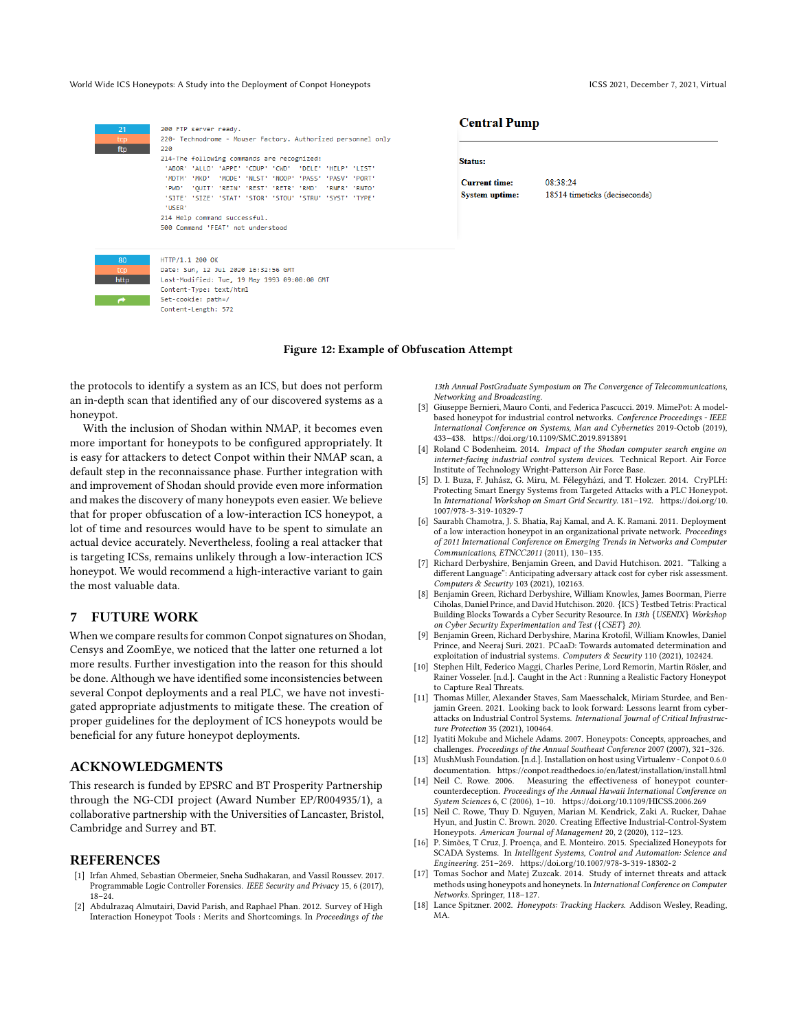```
21
tcp
ftp

200 FTP server ready.
220- Technodrome - Mouser Factory. Authorized personnel only
220
214-The following commands are recognized:
 'ABOR' 'ALLO' 'APPE' 'CDUP' 'CWD'  'DELE' 'HELP' 'LIST'
 'MDTM' 'MKD'  'MODE' 'NLST' 'NOOP' 'PASS' 'PASV' 'PORT'
 'PWD'  'QUIT' 'REIN' 'REST' 'RETR' 'RMD'  'RNFR' 'RNTO'
 'SITE' 'SIZE' 'STAT' 'STOR' 'STOU' 'STRU' 'SYST' 'TYPE'
 'USER'
214 Help command successful.
500 Command 'FEAT' not understood
```

```
80
tcp
http

HTTP/1.1 200 OK
Date: Sun, 12 Jul 2020 16:32:56 GMT
Last-Modified: Tue, 19 May 1993 09:00:00 GMT
Content-Type: text/html
Set-cookie: path=/
Content-Length: 572
```

**Central Pump**

**Status:**

**Current time:** 08:38:24

**System uptime:** 18514 timeticks (deciseconds)

**Figure 12: Example of Obfuscation Attempt**

the protocols to identify a system as an ICS, but does not perform an in-depth scan that identified any of our discovered systems as a honeypot.

With the inclusion of Shodan within NMAP, it becomes even more important for honeypots to be configured appropriately. It is easy for attackers to detect Conpot within their NMAP scan, a default step in the reconnaissance phase. Further integration with and improvement of Shodan should provide even more information and makes the discovery of many honeypots even easier. We believe that for proper obfuscation of a low-interaction ICS honeypot, a lot of time and resources would have to be spent to simulate an actual device accurately. Nevertheless, fooling a real attacker that is targeting ICSs, remains unlikely through a low-interaction ICS honeypot. We would recommend a high-interactive variant to gain the most valuable data.

## 7 FUTURE WORK

When we compare results for common Conpot signatures on Shodan, Censys and ZoomEye, we noticed that the latter one returned a lot more results. Further investigation into the reason for this should be done. Although we have identified some inconsistencies between several Conpot deployments and a real PLC, we have not investigated appropriate adjustments to mitigate these. The creation of proper guidelines for the deployment of ICS honeypots would be beneficial for any future honeypot deployments.

## ACKNOWLEDGMENTS

This research is funded by EPSRC and BT Prosperity Partnership through the NG-CDI project (Award Number EP/R004935/1), a collaborative partnership with the Universities of Lancaster, Bristol, Cambridge and Surrey and BT.

## REFERENCES

- [1] Irfan Ahmed, Sebastian Obermeier, Sneha Sudhakaran, and Vassil Roussev. 2017. Programmable Logic Controller Forensics. *IEEE Security and Privacy* 15, 6 (2017), 18–24.
- [2] Abdulrazaq Almutairi, David Parish, and Raphael Phan. 2012. Survey of High Interaction Honeypot Tools : Merits and Shortcomings. In *Proceedings of the 13th Annual PostGraduate Symposium on The Convergence of Telecommunications, Networking and Broadcasting*.
- [3] Giuseppe Bernieri, Mauro Conti, and Federica Pascucci. 2019. MimePot: A model-based honeypot for industrial control networks. *Conference Proceedings - IEEE International Conference on Systems, Man and Cybernetics* 2019-Octob (2019), 433–438. https://doi.org/10.1109/SMC.2019.8913891
- [4] Roland C Bodenheim. 2014. *Impact of the Shodan computer search engine on internet-facing industrial control system devices.* Technical Report. Air Force Institute of Technology Wright-Patterson Air Force Base.
- [5] D. I. Buza, F. Juhász, G. Miru, M. Félegyházi, and T. Holczer. 2014. CryPLH: Protecting Smart Energy Systems from Targeted Attacks with a PLC Honeypot. In *International Workshop on Smart Grid Security.* 181–192. https://doi.org/10.1007/978-3-319-10329-7
- [6] Saurabh Chamotra, J. S. Bhatia, Raj Kamal, and A. K. Ramani. 2011. Deployment of a low interaction honeypot in an organizational private network. *Proceedings of 2011 International Conference on Emerging Trends in Networks and Computer Communications, ETNCC2011* (2011), 130–135.
- [7] Richard Derbyshire, Benjamin Green, and David Hutchison. 2021. "Talking a different Language": Anticipating adversary attack cost for cyber risk assessment. *Computers & Security* 103 (2021), 102163.
- [8] Benjamin Green, Richard Derbyshire, William Knowles, James Boorman, Pierre Ciholas, Daniel Prince, and David Hutchison. 2020. {ICS} Testbed Tetris: Practical Building Blocks Towards a Cyber Security Resource. In *13th {USENIX} Workshop on Cyber Security Experimentation and Test ({CSET} 20).*
- [9] Benjamin Green, Richard Derbyshire, Marina Krotofil, William Knowles, Daniel Prince, and Neeraj Suri. 2021. PCaaD: Towards automated determination and exploitation of industrial systems. *Computers & Security* 110 (2021), 102424.
- [10] Stephen Hilt, Federico Maggi, Charles Perine, Lord Remorin, Martin Rösler, and Rainer Vosseler. [n.d.]. Caught in the Act : Running a Realistic Factory Honeypot to Capture Real Threats.
- [11] Thomas Miller, Alexander Staves, Sam Maesschalck, Miriam Sturdee, and Benjamin Green. 2021. Looking back to look forward: Lessons learnt from cyber-attacks on Industrial Control Systems. *International Journal of Critical Infrastructure Protection* 35 (2021), 100464.
- [12] Iyatiti Mokube and Michele Adams. 2007. Honeypots: Concepts, approaches, and challenges. *Proceedings of the Annual Southeast Conference* 2007 (2007), 321–326.
- [13] MushMush Foundation. [n.d.]. Installation on host using Virtualenv - Conpot 0.6.0 documentation. https://conpot.readthedocs.io/en/latest/installation/host.html
- [14] Neil C. Rowe. 2006. Measuring the effectiveness of honeypot counter-counterdeception. *Proceedings of the Annual Hawaii International Conference on System Sciences* 6, C (2006), 1–10. https://doi.org/10.1109/HICSS.2006.269
- [15] Neil C. Rowe, Thuy D. Nguyen, Marian M. Kendrick, Zaki A. Rucker, Dahae Hyun, and Justin C. Brown. 2020. Creating Effective Industrial-Control-System Honeypots. *American Journal of Management* 20, 2 (2020), 112–123.
- [16] P. Simões, T Cruz, J. Proença, and E. Monteiro. 2015. Specialized Honeypots for SCADA Systems. In *Intelligent Systems, Control and Automation: Science and Engineering.* 251–269. https://doi.org/10.1007/978-3-319-18302-2
- [17] Tomas Sochor and Matej Zuzcak. 2014. Study of internet threats and attack methods using honeypots and honeynets. In *International Conference on Computer Networks.* Springer, 118–127.
- [18] Lance Spitzner. 2002. *Honeypots: Tracking Hackers.* Addison Wesley, Reading, MA.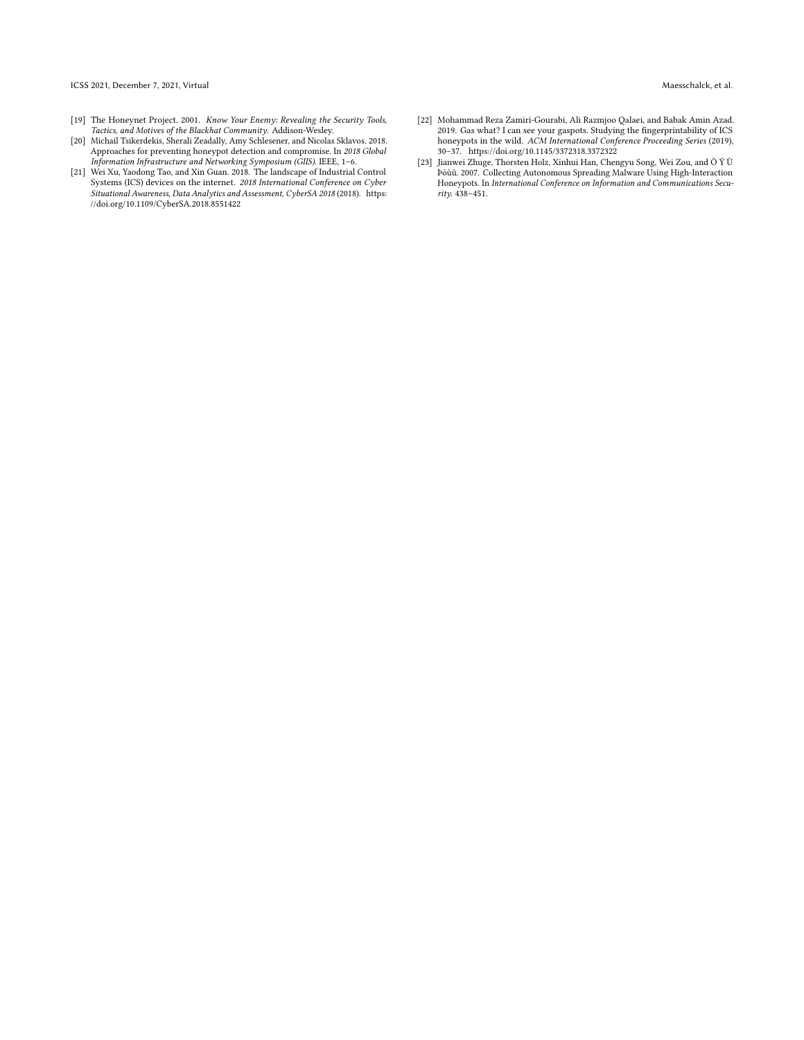[19] The Honeynet Project. 2001. *Know Your Enemy: Revealing the Security Tools, Tactics, and Motives of the Blackhat Community.* Addison-Wesley.

[20] Michail Tsikerdekis, Sherali Zeadally, Amy Schlesener, and Nicolas Sklavos. 2018. Approaches for preventing honeypot detection and compromise. In *2018 Global Information Infrastructure and Networking Symposium (GIIS)*. IEEE, 1–6.

[21] Wei Xu, Yaodong Tao, and Xin Guan. 2018. The landscape of Industrial Control Systems (ICS) devices on the internet. *2018 International Conference on Cyber Situational Awareness, Data Analytics and Assessment, CyberSA 2018* (2018). https://doi.org/10.1109/CyberSA.2018.8551422

[22] Mohammad Reza Zamiri-Gourabi, Ali Razmjoo Qalaei, and Babak Amin Azad. 2019. Gas what? I can see your gaspots. Studying the fingerprintability of ICS honeypots in the wild. *ACM International Conference Proceeding Series* (2019), 30–37. https://doi.org/10.1145/3372318.3372322

[23] Jianwei Zhuge, Thorsten Holz, Xinhui Han, Chengyu Song, Wei Zou, and Ò Ý Ù Þóùů. 2007. Collecting Autonomous Spreading Malware Using High-Interaction Honeypots. In *International Conference on Information and Communications Security*. 438–451.